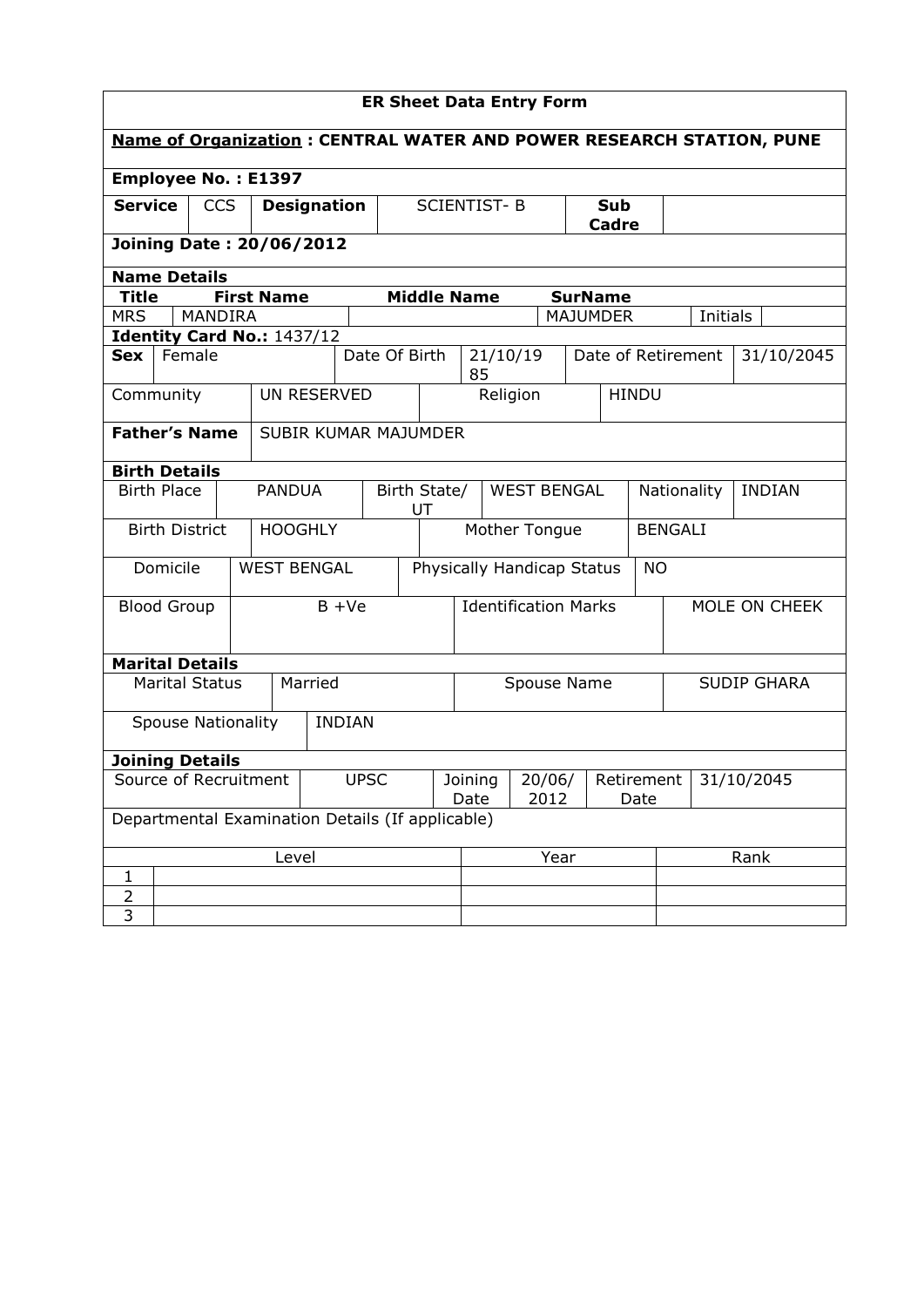**ER Sheet Data Entry Form**

**Name of Organization : CENTRAL WATER AND POWER RESEARCH STATION, PUNE**

**Employee No. : E1397**

| **Service** | CCS | **Designation** | SCIENTIST- B | **Sub Cadre** | |
|---|---|---|---|---|---|

**Joining Date : 20/06/2012**

**Name Details**

| **Title** | **First Name** | **Middle Name** | **SurName** | | |
|---|---|---|---|---|---|
| MRS | MANDIRA | | MAJUMDER | Initials | |

**Identity Card No.:** 1437/12

| **Sex** | Female | Date Of Birth | 21/10/1985 | Date of Retirement | 31/10/2045 |
|---|---|---|---|---|---|
| Community | UN RESERVED | Religion | HINDU | | |

| **Father's Name** | SUBIR KUMAR MAJUMDER |
|---|---|

**Birth Details**

| Birth Place | PANDUA | Birth State/ UT | WEST BENGAL | Nationality | INDIAN |
|---|---|---|---|---|---|
| Birth District | HOOGHLY | Mother Tongue | BENGALI | | |
| Domicile | WEST BENGAL | Physically Handicap Status | NO | | |
| Blood Group | B +Ve | Identification Marks | MOLE ON CHEEK | | |

**Marital Details**

| Marital Status | Married | Spouse Name | SUDIP GHARA |
|---|---|---|---|
| Spouse Nationality | INDIAN | | |

**Joining Details**

| Source of Recruitment | UPSC | Joining Date | 20/06/2012 | Retirement Date | 31/10/2045 |
|---|---|---|---|---|---|

Departmental Examination Details (If applicable)

| | Level | Year | Rank |
|---|---|---|---|
| 1 | | | |
| 2 | | | |
| 3 | | | |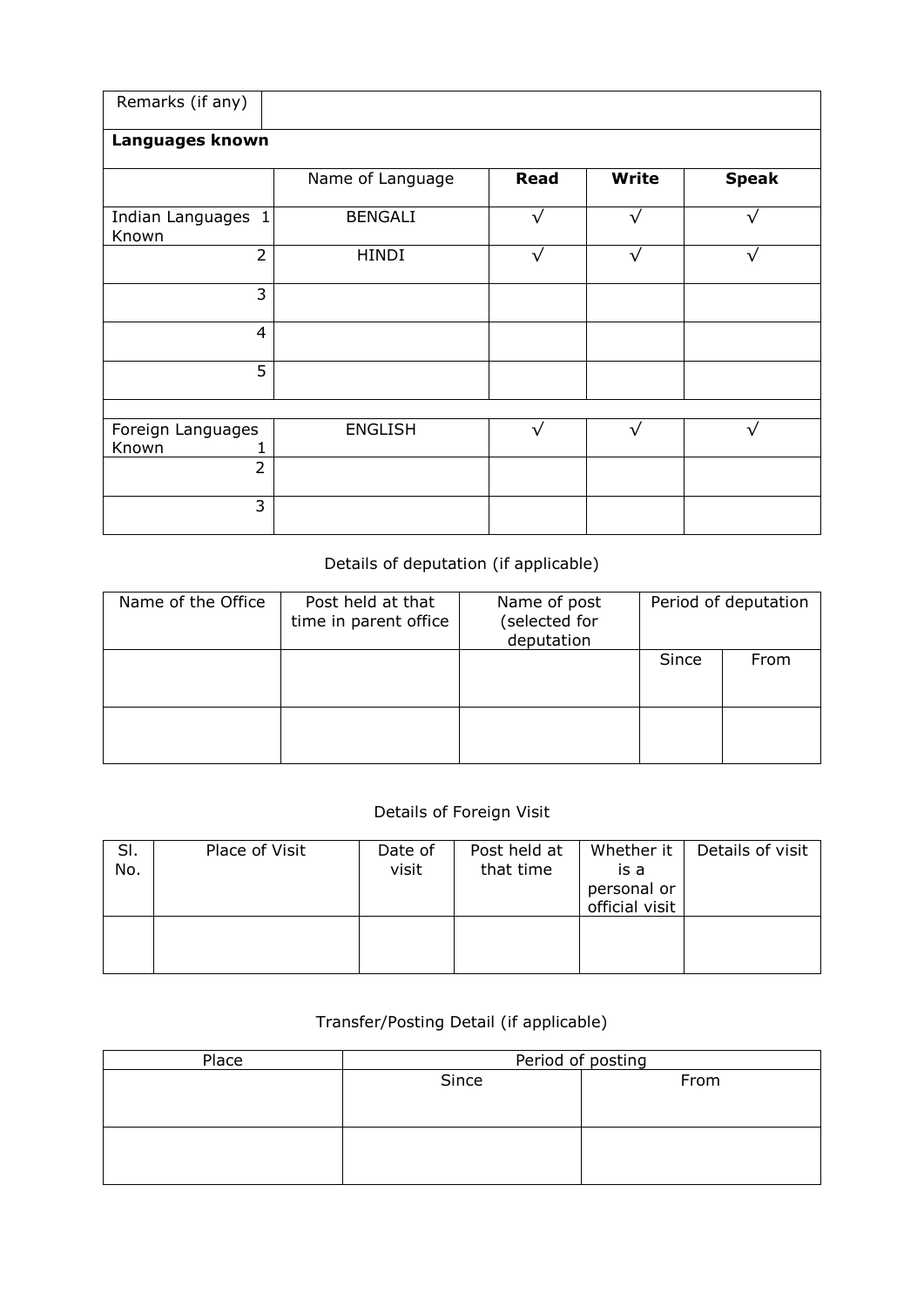| Remarks (if any) | | | | |
|---|---|---|---|---|
| **Languages known** | | | | |
| | Name of Language | **Read** | **Write** | **Speak** |
| Indian Languages Known 1 | BENGALI | √ | √ | √ |
| 2 | HINDI | √ | √ | √ |
| 3 | | | | |
| 4 | | | | |
| 5 | | | | |
| | | | | |
| Foreign Languages Known 1 | ENGLISH | √ | √ | √ |
| 2 | | | | |
| 3 | | | | |

Details of deputation (if applicable)

| Name of the Office | Post held at that time in parent office | Name of post (selected for deputation | Period of deputation | |
|---|---|---|---|---|
| | | | Since | From |
| | | | | |
| | | | | |

Details of Foreign Visit

| Sl. No. | Place of Visit | Date of visit | Post held at that time | Whether it is a personal or official visit | Details of visit |
|---|---|---|---|---|---|
| | | | | | |

Transfer/Posting Detail (if applicable)

| Place | Period of posting | |
|---|---|---|
| | Since | From |
| | | |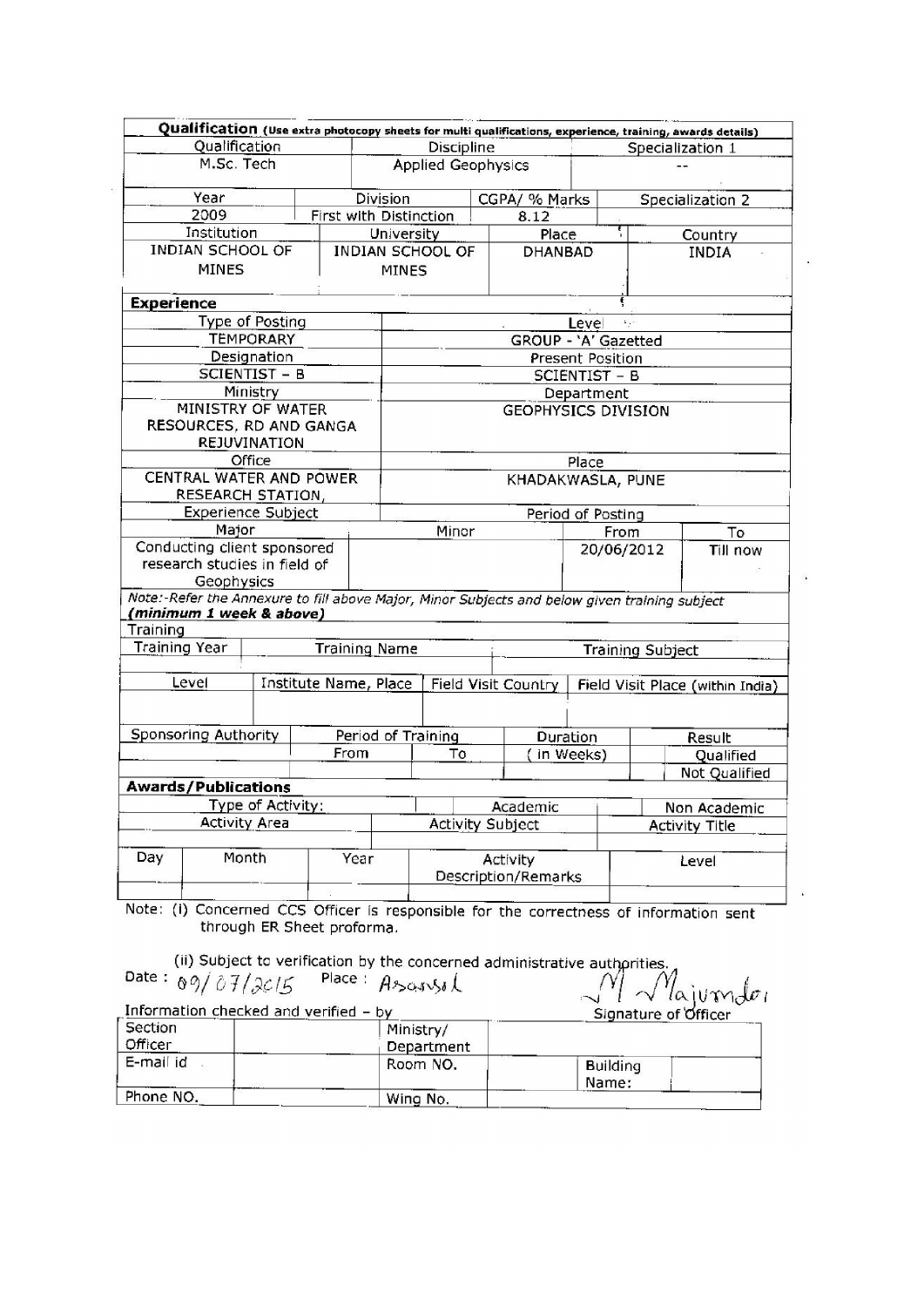**Qualification** (Use extra photocopy sheets for multi qualifications, experience, training, awards details)

| Qualification | Discipline | Specialization 1 |
|---|---|---|
| M.Sc. Tech | Applied Geophysics | -- |

| Year | Division | CGPA/ % Marks | Specialization 2 |
|---|---|---|---|
| 2009 | First with Distinction | 8.12 | |

| Institution | University | Place | Country |
|---|---|---|---|
| INDIAN SCHOOL OF MINES | INDIAN SCHOOL OF MINES | DHANBAD | INDIA |

**Experience**

| Type of Posting | Level |
|---|---|
| TEMPORARY | GROUP - 'A' Gazetted |
| **Designation** | **Present Position** |
| SCIENTIST – B | SCIENTIST – B |
| **Ministry** | **Department** |
| MINISTRY OF WATER RESOURCES, RD AND GANGA REJUVINATION | GEOPHYSICS DIVISION |
| **Office** | **Place** |
| CENTRAL WATER AND POWER RESEARCH STATION, | KHADAKWASLA, PUNE |

| Experience Subject | | Period of Posting | |
|---|---|---|---|
| Major | Minor | From | To |
| Conducting client sponsored research studies in field of Geophysics | | 20/06/2012 | Till now |

*Note:-Refer the Annexure to fill above Major, Minor Subjects and below given training subject* ***(minimum 1 week & above)***

**Training**

| Training Year | Training Name | Training Subject |
|---|---|---|
| | | |

| Level | Institute Name, Place | Field Visit Country | Field Visit Place (within India) |
|---|---|---|---|
| | | | |

| Sponsoring Authority | Period of Training | | Duration | Result |
|---|---|---|---|---|
| | From | To | ( in Weeks) | Qualified |
| | | | | Not Qualified |

**Awards/Publications**

| Type of Activity: | | Academic | Non Academic |
|---|---|---|---|
| Activity Area | Activity Subject | | Activity Title |
| | | | |

| Day | Month | Year | Activity Description/Remarks | Level |
|---|---|---|---|---|
| | | | | |

Note: (i) Concerned CCS Officer is responsible for the correctness of information sent through ER Sheet proforma.

(ii) Subject to verification by the concerned administrative authorities.

Date : 09/07/2015 Place : Asansol

M Majumdar
Signature of Officer

Information checked and verified – by

| | | | | | |
|---|---|---|---|---|---|
| Section Officer | | Ministry/ Department | | | |
| E-mail id | | Room NO. | | Building Name: | |
| Phone NO. | | Wing No. | | | |